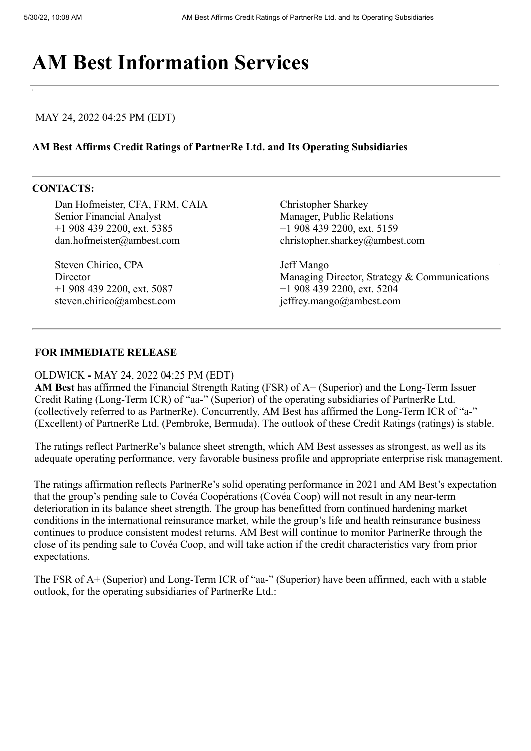# AM Best Information Services

MAY 24, 2022 04:25 PM (EDT)

**AM Best Affirms Credit Ratings of PartnerRe Ltd. and Its Operating Subsidiaries**

**CONTACTS:**

Dan Hofmeister, CFA, FRM, CAIA
Senior Financial Analyst
+1 908 439 2200, ext. 5385
dan.hofmeister@ambest.com

Steven Chirico, CPA
Director
+1 908 439 2200, ext. 5087
steven.chirico@ambest.com

Christopher Sharkey
Manager, Public Relations
+1 908 439 2200, ext. 5159
christopher.sharkey@ambest.com

Jeff Mango
Managing Director, Strategy & Communications
+1 908 439 2200, ext. 5204
jeffrey.mango@ambest.com

**FOR IMMEDIATE RELEASE**

OLDWICK - MAY 24, 2022 04:25 PM (EDT)
**AM Best** has affirmed the Financial Strength Rating (FSR) of A+ (Superior) and the Long-Term Issuer Credit Rating (Long-Term ICR) of "aa-" (Superior) of the operating subsidiaries of PartnerRe Ltd. (collectively referred to as PartnerRe). Concurrently, AM Best has affirmed the Long-Term ICR of "a-" (Excellent) of PartnerRe Ltd. (Pembroke, Bermuda). The outlook of these Credit Ratings (ratings) is stable.

The ratings reflect PartnerRe's balance sheet strength, which AM Best assesses as strongest, as well as its adequate operating performance, very favorable business profile and appropriate enterprise risk management.

The ratings affirmation reflects PartnerRe's solid operating performance in 2021 and AM Best's expectation that the group's pending sale to Covéa Coopérations (Covéa Coop) will not result in any near-term deterioration in its balance sheet strength. The group has benefitted from continued hardening market conditions in the international reinsurance market, while the group's life and health reinsurance business continues to produce consistent modest returns. AM Best will continue to monitor PartnerRe through the close of its pending sale to Covéa Coop, and will take action if the credit characteristics vary from prior expectations.

The FSR of A+ (Superior) and Long-Term ICR of "aa-" (Superior) have been affirmed, each with a stable outlook, for the operating subsidiaries of PartnerRe Ltd.: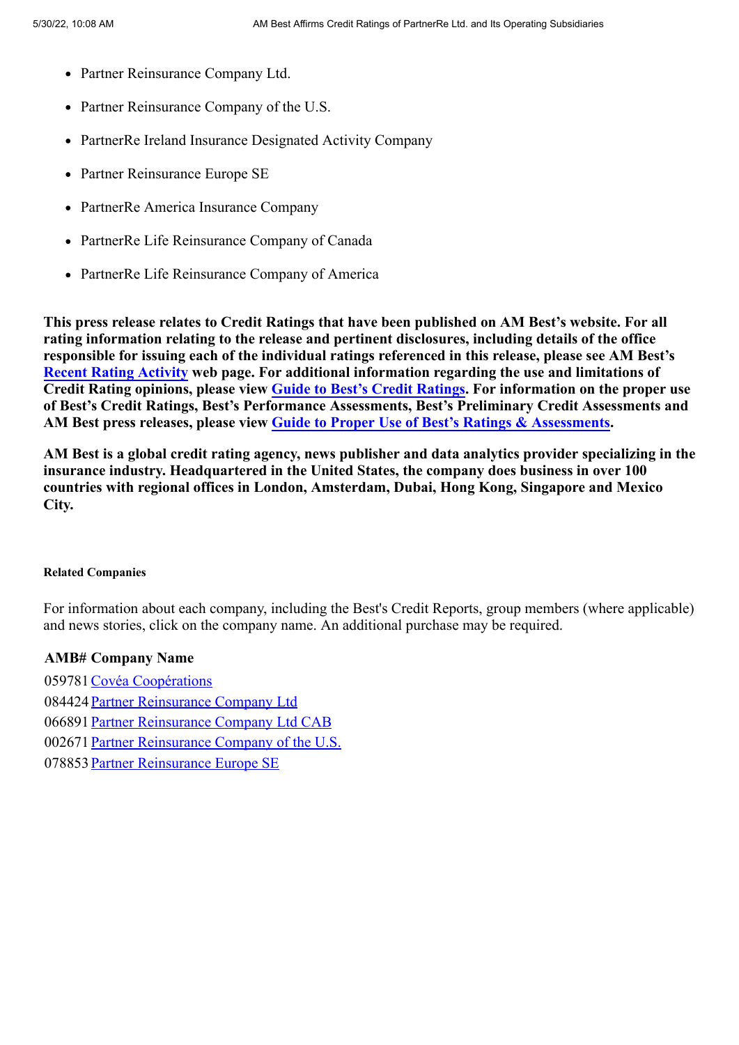- Partner Reinsurance Company Ltd.
- Partner Reinsurance Company of the U.S.
- PartnerRe Ireland Insurance Designated Activity Company
- Partner Reinsurance Europe SE
- PartnerRe America Insurance Company
- PartnerRe Life Reinsurance Company of Canada
- PartnerRe Life Reinsurance Company of America

**This press release relates to Credit Ratings that have been published on AM Best's website. For all rating information relating to the release and pertinent disclosures, including details of the office responsible for issuing each of the individual ratings referenced in this release, please see AM Best's Recent Rating Activity web page. For additional information regarding the use and limitations of Credit Rating opinions, please view Guide to Best's Credit Ratings. For information on the proper use of Best's Credit Ratings, Best's Performance Assessments, Best's Preliminary Credit Assessments and AM Best press releases, please view Guide to Proper Use of Best's Ratings & Assessments.**

**AM Best is a global credit rating agency, news publisher and data analytics provider specializing in the insurance industry. Headquartered in the United States, the company does business in over 100 countries with regional offices in London, Amsterdam, Dubai, Hong Kong, Singapore and Mexico City.**

**Related Companies**

For information about each company, including the Best's Credit Reports, group members (where applicable) and news stories, click on the company name. An additional purchase may be required.

| AMB# | Company Name |
|---|---|
| 059781 | Covéa Coopérations |
| 084424 | Partner Reinsurance Company Ltd |
| 066891 | Partner Reinsurance Company Ltd CAB |
| 002671 | Partner Reinsurance Company of the U.S. |
| 078853 | Partner Reinsurance Europe SE |